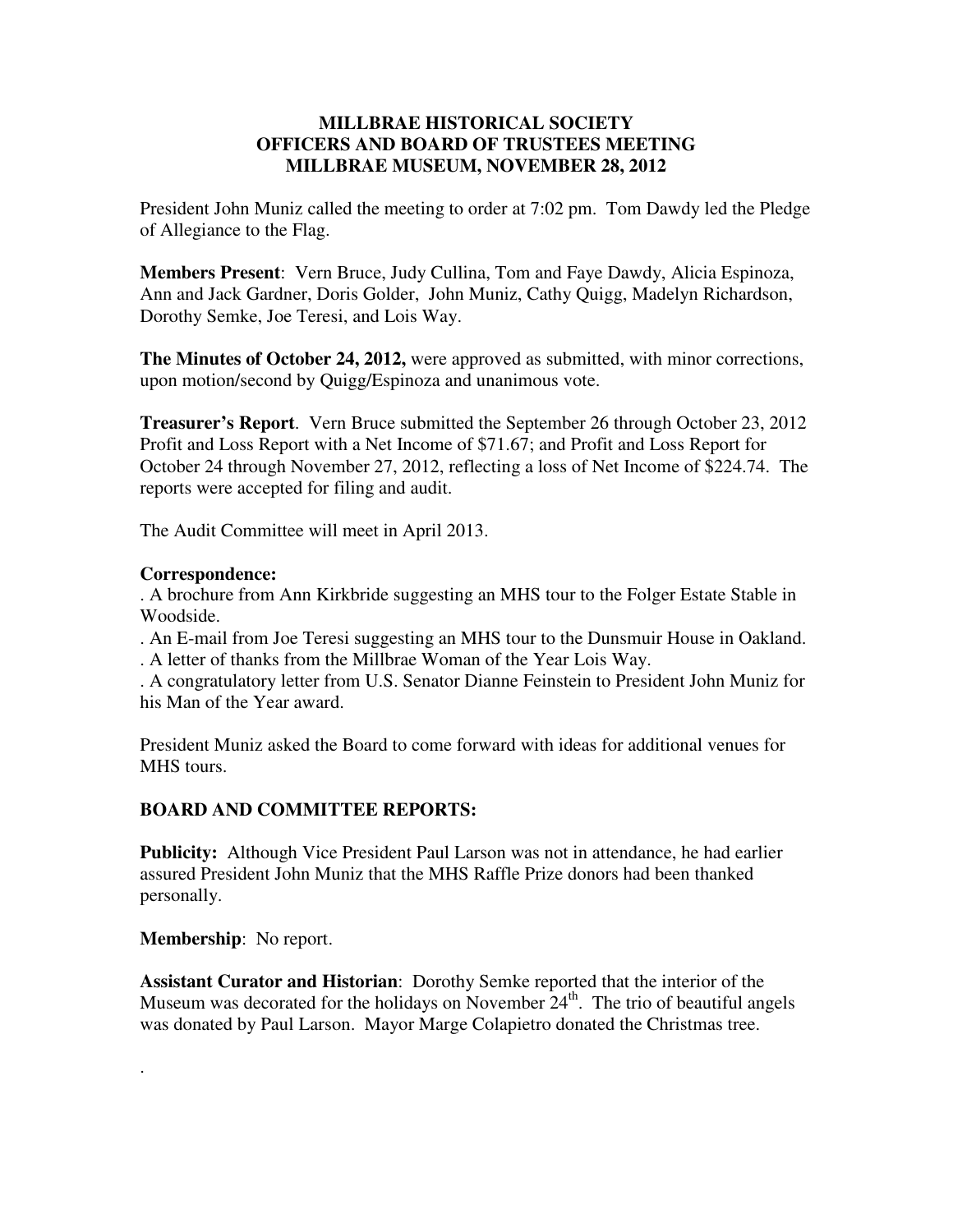# MILLBRAE HISTORICAL SOCIETY
## OFFICERS AND BOARD OF TRUSTEES MEETING
## MILLBRAE MUSEUM, NOVEMBER 28, 2012

President John Muniz called the meeting to order at 7:02 pm. Tom Dawdy led the Pledge of Allegiance to the Flag.

**Members Present**: Vern Bruce, Judy Cullina, Tom and Faye Dawdy, Alicia Espinoza, Ann and Jack Gardner, Doris Golder, John Muniz, Cathy Quigg, Madelyn Richardson, Dorothy Semke, Joe Teresi, and Lois Way.

**The Minutes of October 24, 2012,** were approved as submitted, with minor corrections, upon motion/second by Quigg/Espinoza and unanimous vote.

**Treasurer's Report**. Vern Bruce submitted the September 26 through October 23, 2012 Profit and Loss Report with a Net Income of $71.67; and Profit and Loss Report for October 24 through November 27, 2012, reflecting a loss of Net Income of $224.74. The reports were accepted for filing and audit.

The Audit Committee will meet in April 2013.

**Correspondence:**

. A brochure from Ann Kirkbride suggesting an MHS tour to the Folger Estate Stable in Woodside.

. An E-mail from Joe Teresi suggesting an MHS tour to the Dunsmuir House in Oakland.

. A letter of thanks from the Millbrae Woman of the Year Lois Way.

. A congratulatory letter from U.S. Senator Dianne Feinstein to President John Muniz for his Man of the Year award.

President Muniz asked the Board to come forward with ideas for additional venues for MHS tours.

**BOARD AND COMMITTEE REPORTS:**

**Publicity:** Although Vice President Paul Larson was not in attendance, he had earlier assured President John Muniz that the MHS Raffle Prize donors had been thanked personally.

**Membership**: No report.

**Assistant Curator and Historian**: Dorothy Semke reported that the interior of the Museum was decorated for the holidays on November 24th. The trio of beautiful angels was donated by Paul Larson. Mayor Marge Colapietro donated the Christmas tree.

.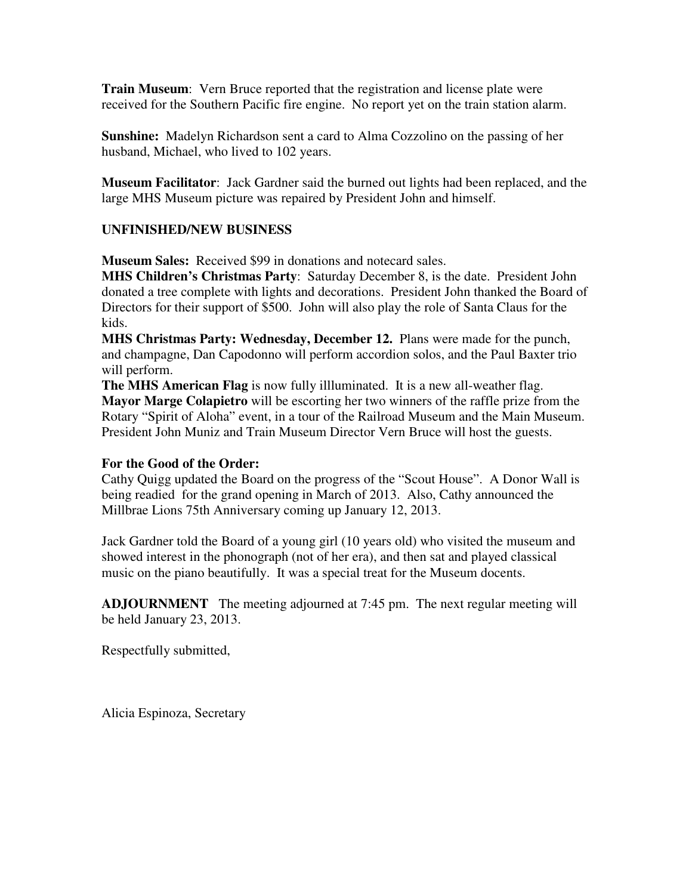**Train Museum**: Vern Bruce reported that the registration and license plate were received for the Southern Pacific fire engine. No report yet on the train station alarm.

**Sunshine:** Madelyn Richardson sent a card to Alma Cozzolino on the passing of her husband, Michael, who lived to 102 years.

**Museum Facilitator**: Jack Gardner said the burned out lights had been replaced, and the large MHS Museum picture was repaired by President John and himself.

**UNFINISHED/NEW BUSINESS**

**Museum Sales:** Received $99 in donations and notecard sales.
**MHS Children's Christmas Party**: Saturday December 8, is the date. President John donated a tree complete with lights and decorations. President John thanked the Board of Directors for their support of $500. John will also play the role of Santa Claus for the kids.
**MHS Christmas Party: Wednesday, December 12.** Plans were made for the punch, and champagne, Dan Capodonno will perform accordion solos, and the Paul Baxter trio will perform.
**The MHS American Flag** is now fully illluminated. It is a new all-weather flag.
**Mayor Marge Colapietro** will be escorting her two winners of the raffle prize from the Rotary "Spirit of Aloha" event, in a tour of the Railroad Museum and the Main Museum. President John Muniz and Train Museum Director Vern Bruce will host the guests.

**For the Good of the Order:**
Cathy Quigg updated the Board on the progress of the "Scout House". A Donor Wall is being readied for the grand opening in March of 2013. Also, Cathy announced the Millbrae Lions 75th Anniversary coming up January 12, 2013.

Jack Gardner told the Board of a young girl (10 years old) who visited the museum and showed interest in the phonograph (not of her era), and then sat and played classical music on the piano beautifully. It was a special treat for the Museum docents.

**ADJOURNMENT** The meeting adjourned at 7:45 pm. The next regular meeting will be held January 23, 2013.

Respectfully submitted,

Alicia Espinoza, Secretary